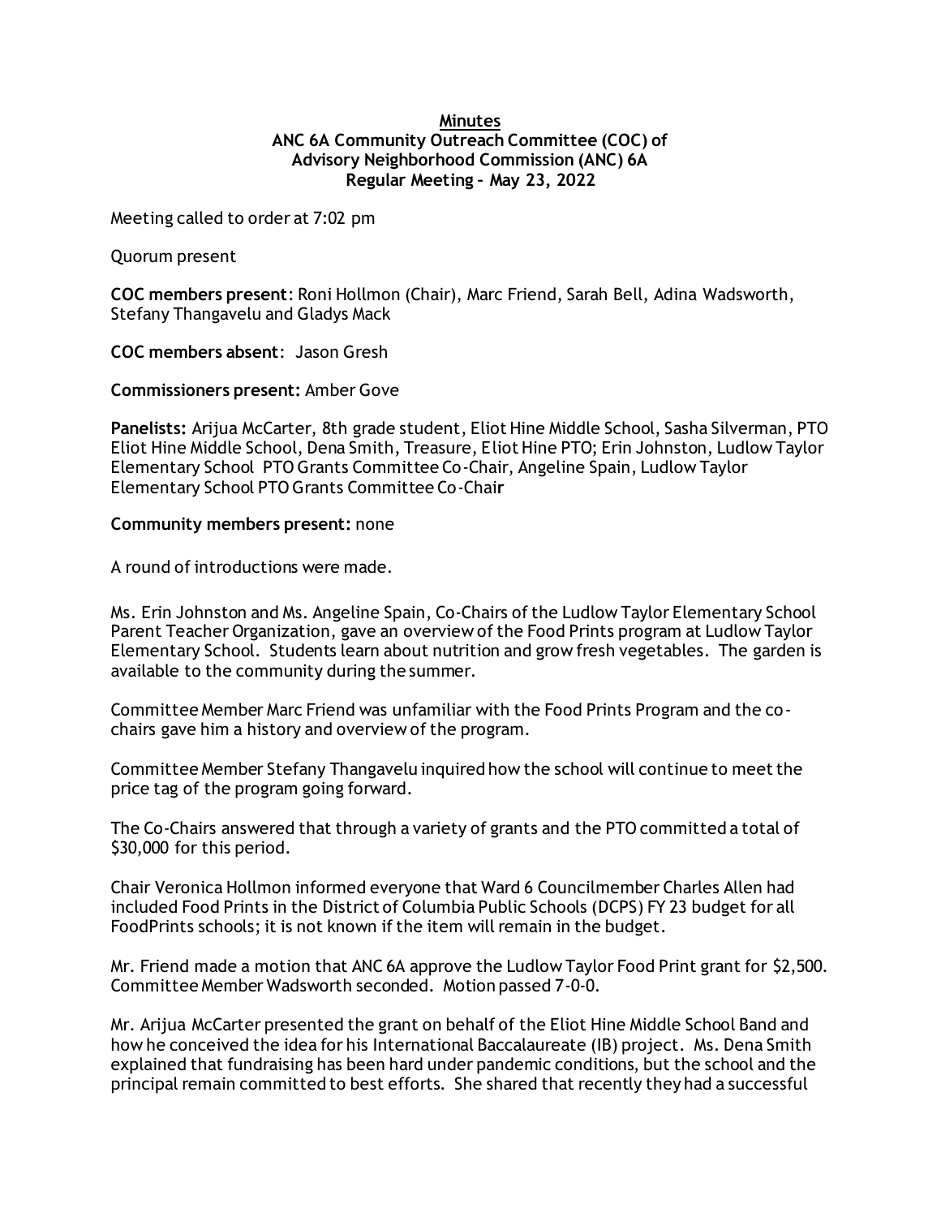**Minutes**
**ANC 6A Community Outreach Committee (COC) of Advisory Neighborhood Commission (ANC) 6A Regular Meeting – May 23, 2022**

Meeting called to order at 7:02 pm

Quorum present

**COC members present**: Roni Hollmon (Chair), Marc Friend, Sarah Bell, Adina Wadsworth, Stefany Thangavelu and Gladys Mack

**COC members absent**: Jason Gresh

**Commissioners present:** Amber Gove

**Panelists:** Arijua McCarter, 8th grade student, Eliot Hine Middle School, Sasha Silverman, PTO Eliot Hine Middle School, Dena Smith, Treasure, Eliot Hine PTO; Erin Johnston, Ludlow Taylor Elementary School PTO Grants Committee Co-Chair, Angeline Spain, Ludlow Taylor Elementary School PTO Grants Committee Co-Chair

**Community members present:** none

A round of introductions were made.

Ms. Erin Johnston and Ms. Angeline Spain, Co-Chairs of the Ludlow Taylor Elementary School Parent Teacher Organization, gave an overview of the Food Prints program at Ludlow Taylor Elementary School. Students learn about nutrition and grow fresh vegetables. The garden is available to the community during the summer.

Committee Member Marc Friend was unfamiliar with the Food Prints Program and the co-chairs gave him a history and overview of the program.

Committee Member Stefany Thangavelu inquired how the school will continue to meet the price tag of the program going forward.

The Co-Chairs answered that through a variety of grants and the PTO committed a total of $30,000 for this period.

Chair Veronica Hollmon informed everyone that Ward 6 Councilmember Charles Allen had included Food Prints in the District of Columbia Public Schools (DCPS) FY 23 budget for all FoodPrints schools; it is not known if the item will remain in the budget.

Mr. Friend made a motion that ANC 6A approve the Ludlow Taylor Food Print grant for $2,500. Committee Member Wadsworth seconded. Motion passed 7-0-0.

Mr. Arijua McCarter presented the grant on behalf of the Eliot Hine Middle School Band and how he conceived the idea for his International Baccalaureate (IB) project. Ms. Dena Smith explained that fundraising has been hard under pandemic conditions, but the school and the principal remain committed to best efforts. She shared that recently they had a successful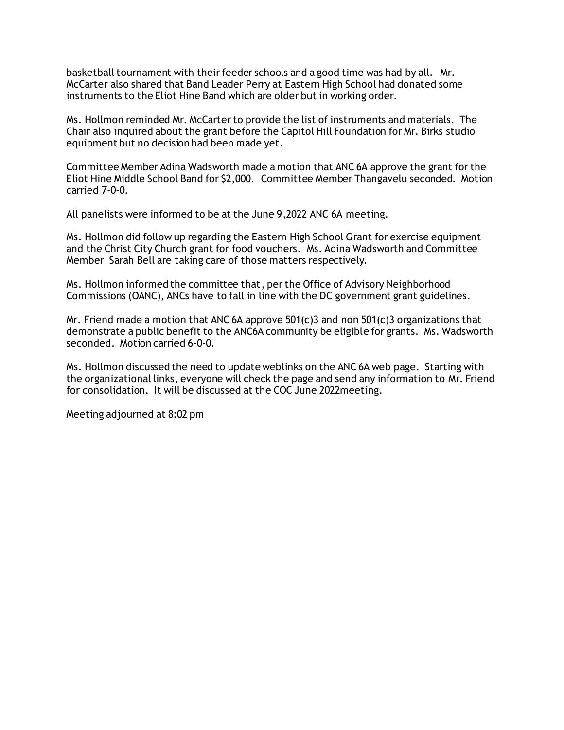basketball tournament with their feeder schools and a good time was had by all. Mr. McCarter also shared that Band Leader Perry at Eastern High School had donated some instruments to the Eliot Hine Band which are older but in working order.

Ms. Hollmon reminded Mr. McCarter to provide the list of instruments and materials. The Chair also inquired about the grant before the Capitol Hill Foundation for Mr. Birks studio equipment but no decision had been made yet.

Committee Member Adina Wadsworth made a motion that ANC 6A approve the grant for the Eliot Hine Middle School Band for $2,000. Committee Member Thangavelu seconded. Motion carried 7-0-0.

All panelists were informed to be at the June 9,2022 ANC 6A meeting.

Ms. Hollmon did follow up regarding the Eastern High School Grant for exercise equipment and the Christ City Church grant for food vouchers. Ms. Adina Wadsworth and Committee Member Sarah Bell are taking care of those matters respectively.

Ms. Hollmon informed the committee that, per the Office of Advisory Neighborhood Commissions (OANC), ANCs have to fall in line with the DC government grant guidelines.

Mr. Friend made a motion that ANC 6A approve 501(c)3 and non 501(c)3 organizations that demonstrate a public benefit to the ANC6A community be eligible for grants. Ms. Wadsworth seconded. Motion carried 6-0-0.

Ms. Hollmon discussed the need to update weblinks on the ANC 6A web page. Starting with the organizational links, everyone will check the page and send any information to Mr. Friend for consolidation. It will be discussed at the COC June 2022meeting.

Meeting adjourned at 8:02 pm